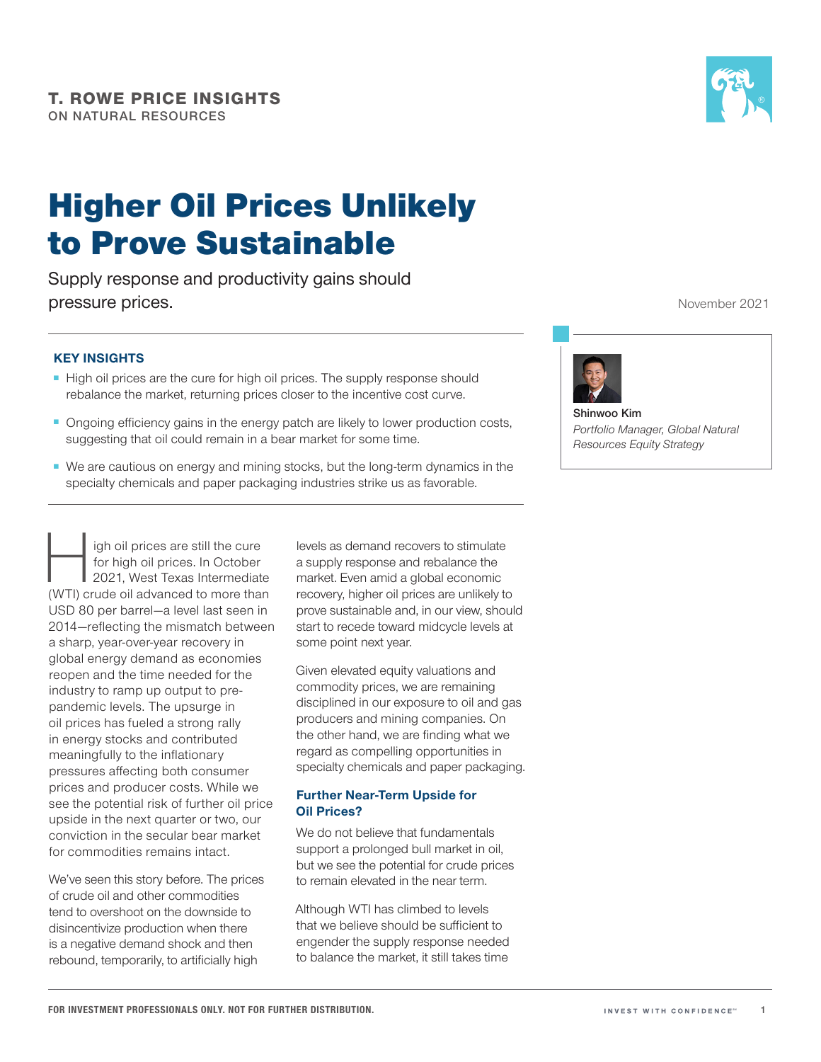T. ROWE PRICE INSIGHTS
ON NATURAL RESOURCES

# Higher Oil Prices Unlikely to Prove Sustainable

Supply response and productivity gains should pressure prices.

November 2021

**Shinwoo Kim**
*Portfolio Manager, Global Natural Resources Equity Strategy*

### KEY INSIGHTS

- High oil prices are the cure for high oil prices. The supply response should rebalance the market, returning prices closer to the incentive cost curve.
- Ongoing efficiency gains in the energy patch are likely to lower production costs, suggesting that oil could remain in a bear market for some time.
- We are cautious on energy and mining stocks, but the long-term dynamics in the specialty chemicals and paper packaging industries strike us as favorable.

High oil prices are still the cure for high oil prices. In October 2021, West Texas Intermediate (WTI) crude oil advanced to more than USD 80 per barrel—a level last seen in 2014—reflecting the mismatch between a sharp, year-over-year recovery in global energy demand as economies reopen and the time needed for the industry to ramp up output to pre-pandemic levels. The upsurge in oil prices has fueled a strong rally in energy stocks and contributed meaningfully to the inflationary pressures affecting both consumer prices and producer costs. While we see the potential risk of further oil price upside in the next quarter or two, our conviction in the secular bear market for commodities remains intact.

We've seen this story before. The prices of crude oil and other commodities tend to overshoot on the downside to disincentivize production when there is a negative demand shock and then rebound, temporarily, to artificially high levels as demand recovers to stimulate a supply response and rebalance the market. Even amid a global economic recovery, higher oil prices are unlikely to prove sustainable and, in our view, should start to recede toward midcycle levels at some point next year.

Given elevated equity valuations and commodity prices, we are remaining disciplined in our exposure to oil and gas producers and mining companies. On the other hand, we are finding what we regard as compelling opportunities in specialty chemicals and paper packaging.

### Further Near-Term Upside for Oil Prices?

We do not believe that fundamentals support a prolonged bull market in oil, but we see the potential for crude prices to remain elevated in the near term.

Although WTI has climbed to levels that we believe should be sufficient to engender the supply response needed to balance the market, it still takes time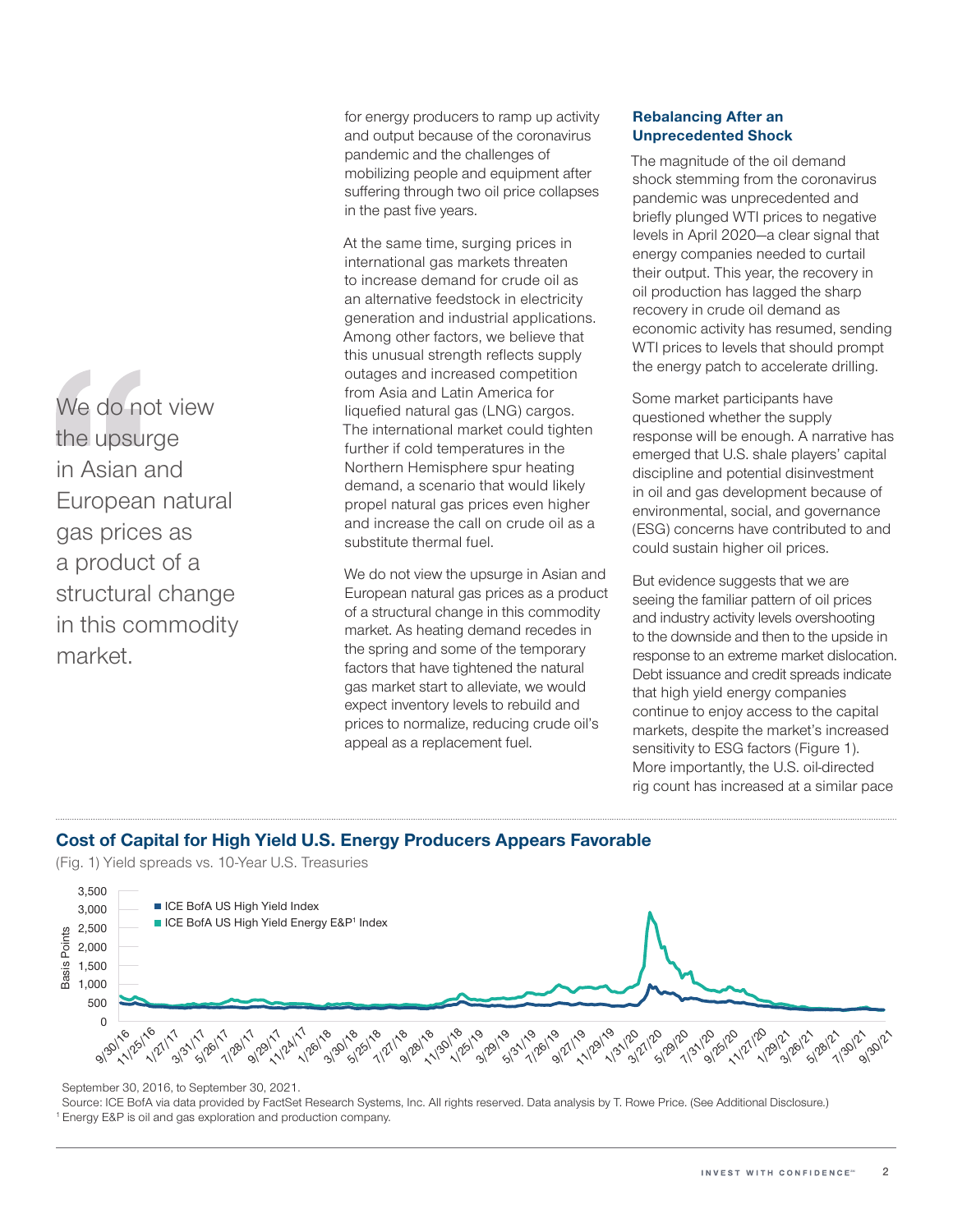> We do not view the upsurge in Asian and European natural gas prices as a product of a structural change in this commodity market.

for energy producers to ramp up activity and output because of the coronavirus pandemic and the challenges of mobilizing people and equipment after suffering through two oil price collapses in the past five years.

At the same time, surging prices in international gas markets threaten to increase demand for crude oil as an alternative feedstock in electricity generation and industrial applications. Among other factors, we believe that this unusual strength reflects supply outages and increased competition from Asia and Latin America for liquefied natural gas (LNG) cargos. The international market could tighten further if cold temperatures in the Northern Hemisphere spur heating demand, a scenario that would likely propel natural gas prices even higher and increase the call on crude oil as a substitute thermal fuel.

We do not view the upsurge in Asian and European natural gas prices as a product of a structural change in this commodity market. As heating demand recedes in the spring and some of the temporary factors that have tightened the natural gas market start to alleviate, we would expect inventory levels to rebuild and prices to normalize, reducing crude oil's appeal as a replacement fuel.

### Rebalancing After an Unprecedented Shock

The magnitude of the oil demand shock stemming from the coronavirus pandemic was unprecedented and briefly plunged WTI prices to negative levels in April 2020—a clear signal that energy companies needed to curtail their output. This year, the recovery in oil production has lagged the sharp recovery in crude oil demand as economic activity has resumed, sending WTI prices to levels that should prompt the energy patch to accelerate drilling.

Some market participants have questioned whether the supply response will be enough. A narrative has emerged that U.S. shale players' capital discipline and potential disinvestment in oil and gas development because of environmental, social, and governance (ESG) concerns have contributed to and could sustain higher oil prices.

But evidence suggests that we are seeing the familiar pattern of oil prices and industry activity levels overshooting to the downside and then to the upside in response to an extreme market dislocation. Debt issuance and credit spreads indicate that high yield energy companies continue to enjoy access to the capital markets, despite the market's increased sensitivity to ESG factors (Figure 1). More importantly, the U.S. oil-directed rig count has increased at a similar pace

### Cost of Capital for High Yield U.S. Energy Producers Appears Favorable

(Fig. 1) Yield spreads vs. 10-Year U.S. Treasuries

- ICE BofA US High Yield Index
- ICE BofA US High Yield Energy E&P[1] Index

September 30, 2016, to September 30, 2021.

Source: ICE BofA via data provided by FactSet Research Systems, Inc. All rights reserved. Data analysis by T. Rowe Price. (See Additional Disclosure.)

[1] Energy E&P is oil and gas exploration and production company.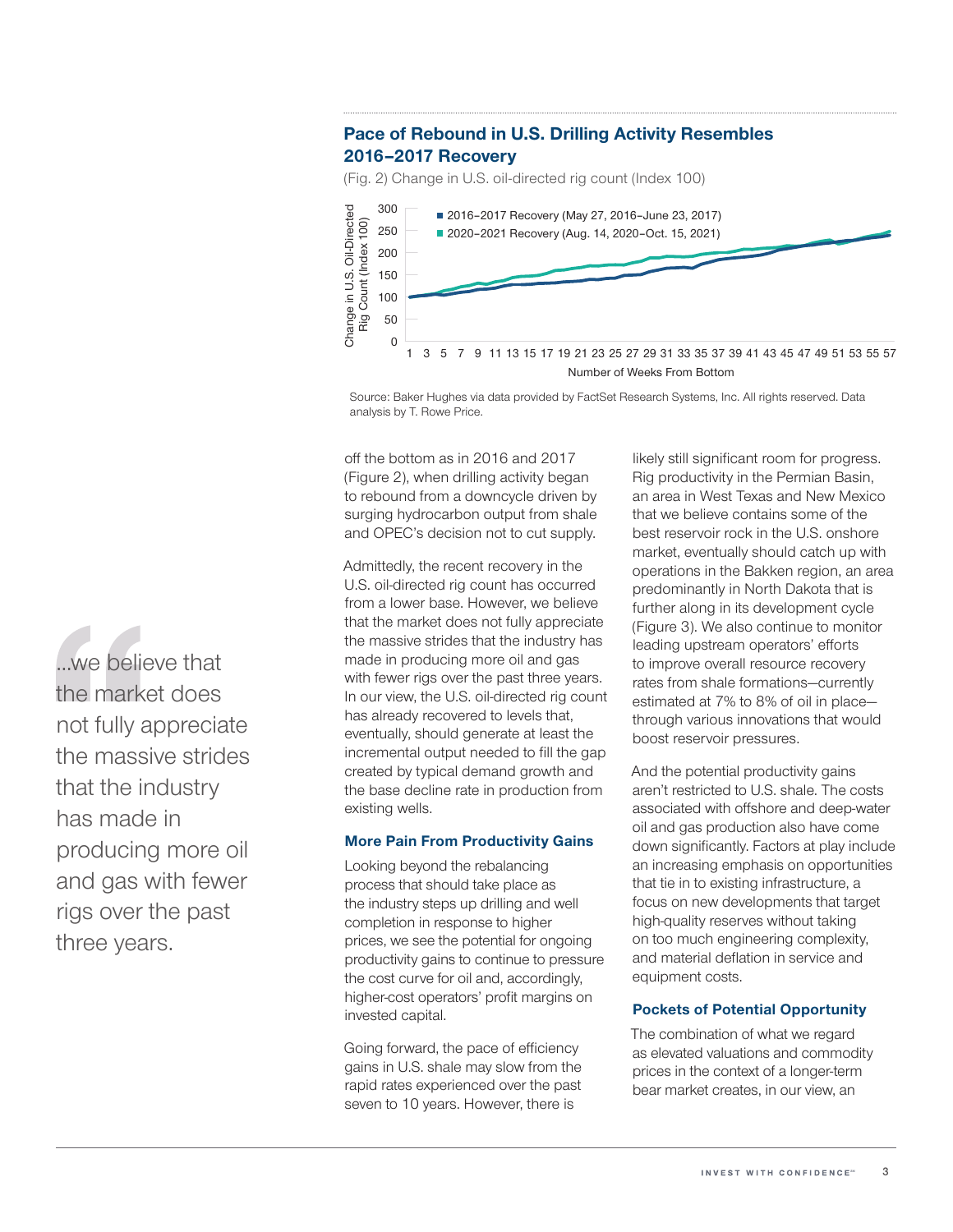### Pace of Rebound in U.S. Drilling Activity Resembles 2016–2017 Recovery

(Fig. 2) Change in U.S. oil-directed rig count (Index 100)

Source: Baker Hughes via data provided by FactSet Research Systems, Inc. All rights reserved. Data analysis by T. Rowe Price.

off the bottom as in 2016 and 2017 (Figure 2), when drilling activity began to rebound from a downcycle driven by surging hydrocarbon output from shale and OPEC's decision not to cut supply.

Admittedly, the recent recovery in the U.S. oil-directed rig count has occurred from a lower base. However, we believe that the market does not fully appreciate the massive strides that the industry has made in producing more oil and gas with fewer rigs over the past three years. In our view, the U.S. oil-directed rig count has already recovered to levels that, eventually, should generate at least the incremental output needed to fill the gap created by typical demand growth and the base decline rate in production from existing wells.

> ...we believe that the market does not fully appreciate the massive strides that the industry has made in producing more oil and gas with fewer rigs over the past three years.

### More Pain From Productivity Gains

Looking beyond the rebalancing process that should take place as the industry steps up drilling and well completion in response to higher prices, we see the potential for ongoing productivity gains to continue to pressure the cost curve for oil and, accordingly, higher-cost operators' profit margins on invested capital.

Going forward, the pace of efficiency gains in U.S. shale may slow from the rapid rates experienced over the past seven to 10 years. However, there is likely still significant room for progress. Rig productivity in the Permian Basin, an area in West Texas and New Mexico that we believe contains some of the best reservoir rock in the U.S. onshore market, eventually should catch up with operations in the Bakken region, an area predominantly in North Dakota that is further along in its development cycle (Figure 3). We also continue to monitor leading upstream operators' efforts to improve overall resource recovery rates from shale formations—currently estimated at 7% to 8% of oil in place—through various innovations that would boost reservoir pressures.

And the potential productivity gains aren't restricted to U.S. shale. The costs associated with offshore and deep-water oil and gas production also have come down significantly. Factors at play include an increasing emphasis on opportunities that tie in to existing infrastructure, a focus on new developments that target high-quality reserves without taking on too much engineering complexity, and material deflation in service and equipment costs.

### Pockets of Potential Opportunity

The combination of what we regard as elevated valuations and commodity prices in the context of a longer-term bear market creates, in our view, an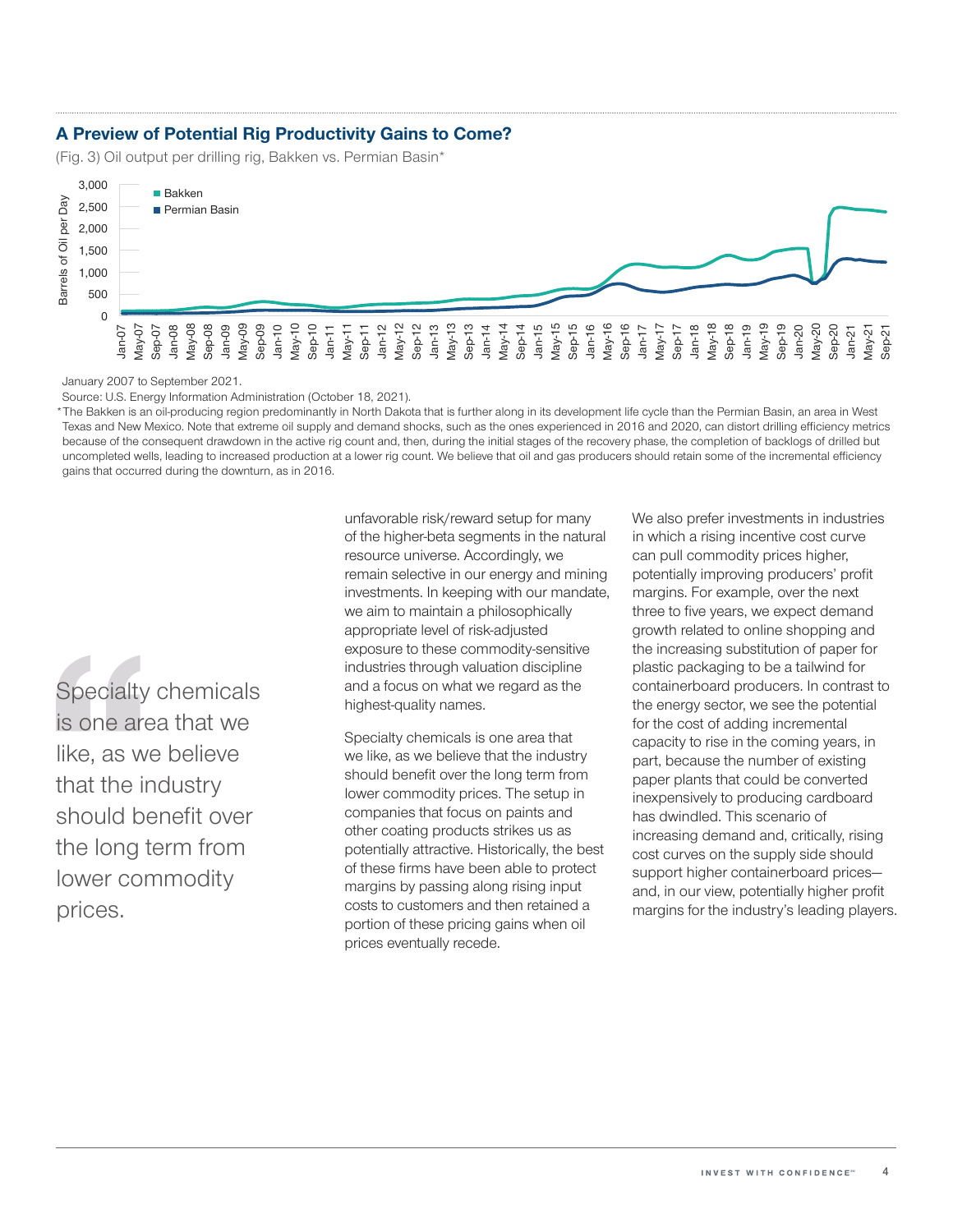## A Preview of Potential Rig Productivity Gains to Come?

(Fig. 3) Oil output per drilling rig, Bakken vs. Permian Basin*

January 2007 to September 2021.

Source: U.S. Energy Information Administration (October 18, 2021).

*The Bakken is an oil-producing region predominantly in North Dakota that is further along in its development life cycle than the Permian Basin, an area in West Texas and New Mexico. Note that extreme oil supply and demand shocks, such as the ones experienced in 2016 and 2020, can distort drilling efficiency metrics because of the consequent drawdown in the active rig count and, then, during the initial stages of the recovery phase, the completion of backlogs of drilled but uncompleted wells, leading to increased production at a lower rig count. We believe that oil and gas producers should retain some of the incremental efficiency gains that occurred during the downturn, as in 2016.

> Specialty chemicals is one area that we like, as we believe that the industry should benefit over the long term from lower commodity prices.

unfavorable risk/reward setup for many of the higher-beta segments in the natural resource universe. Accordingly, we remain selective in our energy and mining investments. In keeping with our mandate, we aim to maintain a philosophically appropriate level of risk-adjusted exposure to these commodity-sensitive industries through valuation discipline and a focus on what we regard as the highest-quality names.

Specialty chemicals is one area that we like, as we believe that the industry should benefit over the long term from lower commodity prices. The setup in companies that focus on paints and other coating products strikes us as potentially attractive. Historically, the best of these firms have been able to protect margins by passing along rising input costs to customers and then retained a portion of these pricing gains when oil prices eventually recede.

We also prefer investments in industries in which a rising incentive cost curve can pull commodity prices higher, potentially improving producers' profit margins. For example, over the next three to five years, we expect demand growth related to online shopping and the increasing substitution of paper for plastic packaging to be a tailwind for containerboard producers. In contrast to the energy sector, we see the potential for the cost of adding incremental capacity to rise in the coming years, in part, because the number of existing paper plants that could be converted inexpensively to producing cardboard has dwindled. This scenario of increasing demand and, critically, rising cost curves on the supply side should support higher containerboard prices—and, in our view, potentially higher profit margins for the industry's leading players.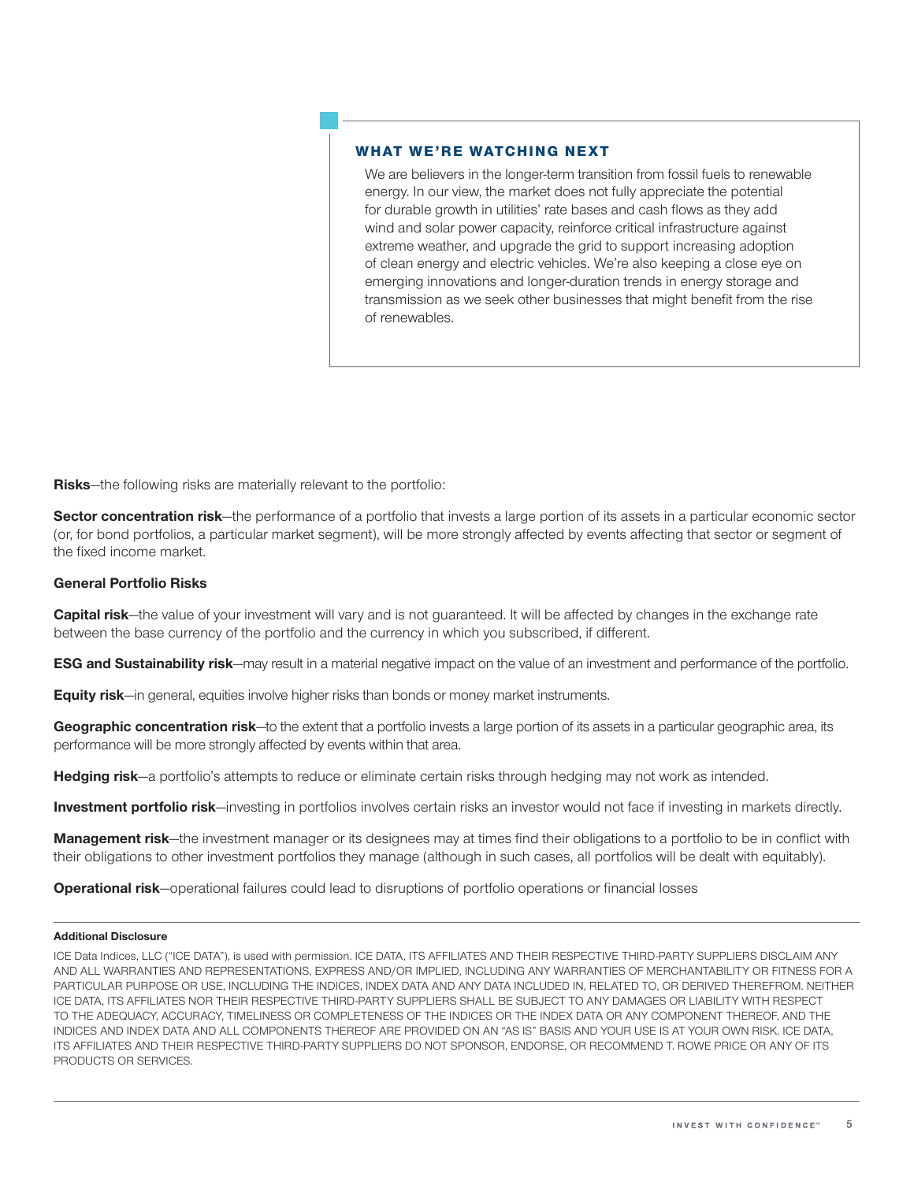### WHAT WE'RE WATCHING NEXT

We are believers in the longer-term transition from fossil fuels to renewable energy. In our view, the market does not fully appreciate the potential for durable growth in utilities' rate bases and cash flows as they add wind and solar power capacity, reinforce critical infrastructure against extreme weather, and upgrade the grid to support increasing adoption of clean energy and electric vehicles. We're also keeping a close eye on emerging innovations and longer-duration trends in energy storage and transmission as we seek other businesses that might benefit from the rise of renewables.

**Risks**—the following risks are materially relevant to the portfolio:

**Sector concentration risk**—the performance of a portfolio that invests a large portion of its assets in a particular economic sector (or, for bond portfolios, a particular market segment), will be more strongly affected by events affecting that sector or segment of the fixed income market.

**General Portfolio Risks**

**Capital risk**—the value of your investment will vary and is not guaranteed. It will be affected by changes in the exchange rate between the base currency of the portfolio and the currency in which you subscribed, if different.

**ESG and Sustainability risk**—may result in a material negative impact on the value of an investment and performance of the portfolio.

**Equity risk**—in general, equities involve higher risks than bonds or money market instruments.

**Geographic concentration risk**—to the extent that a portfolio invests a large portion of its assets in a particular geographic area, its performance will be more strongly affected by events within that area.

**Hedging risk**—a portfolio's attempts to reduce or eliminate certain risks through hedging may not work as intended.

**Investment portfolio risk**—investing in portfolios involves certain risks an investor would not face if investing in markets directly.

**Management risk**—the investment manager or its designees may at times find their obligations to a portfolio to be in conflict with their obligations to other investment portfolios they manage (although in such cases, all portfolios will be dealt with equitably).

**Operational risk**—operational failures could lead to disruptions of portfolio operations or financial losses

**Additional Disclosure**

ICE Data Indices, LLC ("ICE DATA"), is used with permission. ICE DATA, ITS AFFILIATES AND THEIR RESPECTIVE THIRD-PARTY SUPPLIERS DISCLAIM ANY AND ALL WARRANTIES AND REPRESENTATIONS, EXPRESS AND/OR IMPLIED, INCLUDING ANY WARRANTIES OF MERCHANTABILITY OR FITNESS FOR A PARTICULAR PURPOSE OR USE, INCLUDING THE INDICES, INDEX DATA AND ANY DATA INCLUDED IN, RELATED TO, OR DERIVED THEREFROM. NEITHER ICE DATA, ITS AFFILIATES NOR THEIR RESPECTIVE THIRD-PARTY SUPPLIERS SHALL BE SUBJECT TO ANY DAMAGES OR LIABILITY WITH RESPECT TO THE ADEQUACY, ACCURACY, TIMELINESS OR COMPLETENESS OF THE INDICES OR THE INDEX DATA OR ANY COMPONENT THEREOF, AND THE INDICES AND INDEX DATA AND ALL COMPONENTS THEREOF ARE PROVIDED ON AN "AS IS" BASIS AND YOUR USE IS AT YOUR OWN RISK. ICE DATA, ITS AFFILIATES AND THEIR RESPECTIVE THIRD-PARTY SUPPLIERS DO NOT SPONSOR, ENDORSE, OR RECOMMEND T. ROWE PRICE OR ANY OF ITS PRODUCTS OR SERVICES.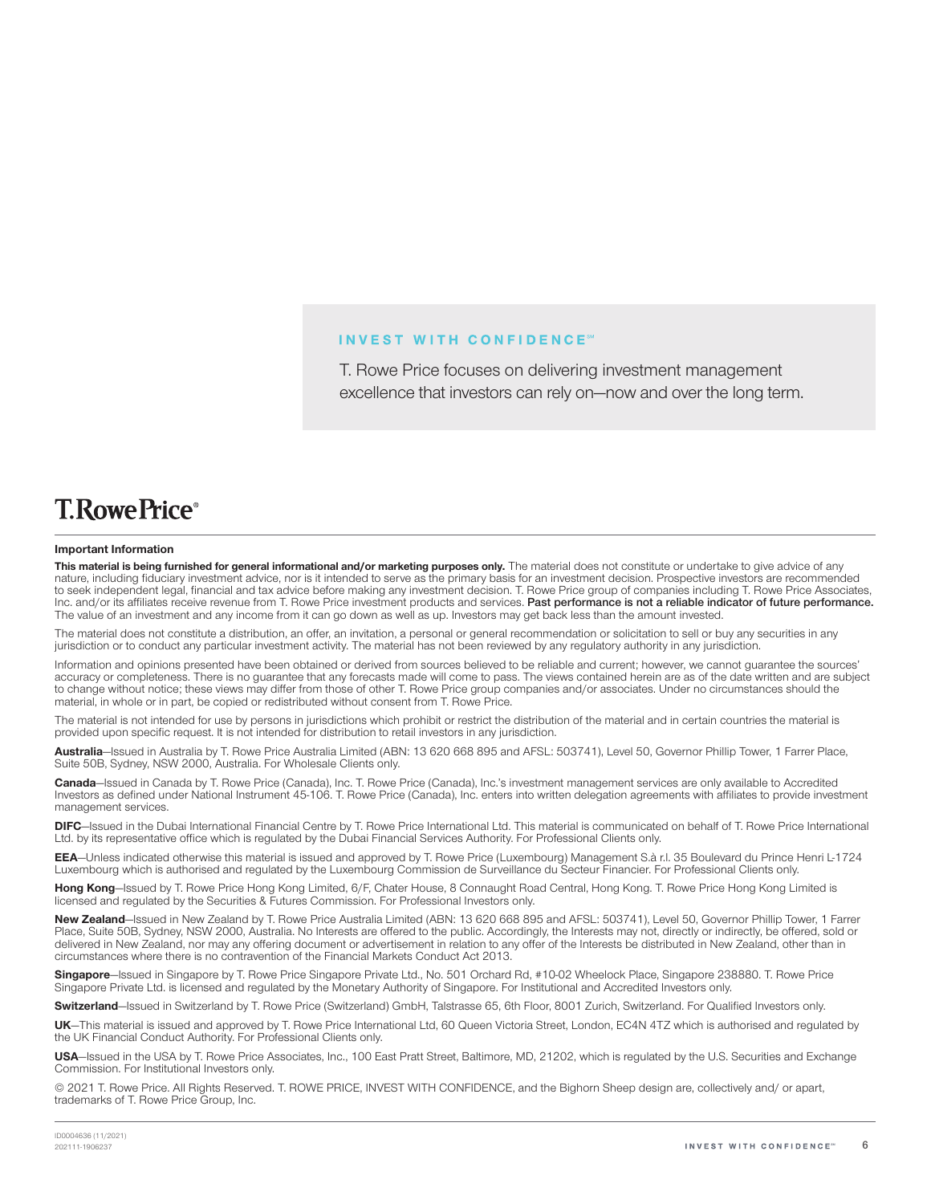**INVEST WITH CONFIDENCE℠**

T. Rowe Price focuses on delivering investment management excellence that investors can rely on—now and over the long term.

T.RowePrice®

**Important Information**

**This material is being furnished for general informational and/or marketing purposes only.** The material does not constitute or undertake to give advice of any nature, including fiduciary investment advice, nor is it intended to serve as the primary basis for an investment decision. Prospective investors are recommended to seek independent legal, financial and tax advice before making any investment decision. T. Rowe Price group of companies including T. Rowe Price Associates, Inc. and/or its affiliates receive revenue from T. Rowe Price investment products and services. **Past performance is not a reliable indicator of future performance.** The value of an investment and any income from it can go down as well as up. Investors may get back less than the amount invested.

The material does not constitute a distribution, an offer, an invitation, a personal or general recommendation or solicitation to sell or buy any securities in any jurisdiction or to conduct any particular investment activity. The material has not been reviewed by any regulatory authority in any jurisdiction.

Information and opinions presented have been obtained or derived from sources believed to be reliable and current; however, we cannot guarantee the sources' accuracy or completeness. There is no guarantee that any forecasts made will come to pass. The views contained herein are as of the date written and are subject to change without notice; these views may differ from those of other T. Rowe Price group companies and/or associates. Under no circumstances should the material, in whole or in part, be copied or redistributed without consent from T. Rowe Price.

The material is not intended for use by persons in jurisdictions which prohibit or restrict the distribution of the material and in certain countries the material is provided upon specific request. It is not intended for distribution to retail investors in any jurisdiction.

**Australia**—Issued in Australia by T. Rowe Price Australia Limited (ABN: 13 620 668 895 and AFSL: 503741), Level 50, Governor Phillip Tower, 1 Farrer Place, Suite 50B, Sydney, NSW 2000, Australia. For Wholesale Clients only.

**Canada**—Issued in Canada by T. Rowe Price (Canada), Inc. T. Rowe Price (Canada), Inc.'s investment management services are only available to Accredited Investors as defined under National Instrument 45-106. T. Rowe Price (Canada), Inc. enters into written delegation agreements with affiliates to provide investment management services.

**DIFC**—Issued in the Dubai International Financial Centre by T. Rowe Price International Ltd. This material is communicated on behalf of T. Rowe Price International Ltd. by its representative office which is regulated by the Dubai Financial Services Authority. For Professional Clients only.

**EEA**—Unless indicated otherwise this material is issued and approved by T. Rowe Price (Luxembourg) Management S.à r.l. 35 Boulevard du Prince Henri L-1724 Luxembourg which is authorised and regulated by the Luxembourg Commission de Surveillance du Secteur Financier. For Professional Clients only.

**Hong Kong**—Issued by T. Rowe Price Hong Kong Limited, 6/F, Chater House, 8 Connaught Road Central, Hong Kong. T. Rowe Price Hong Kong Limited is licensed and regulated by the Securities & Futures Commission. For Professional Investors only.

**New Zealand**—Issued in New Zealand by T. Rowe Price Australia Limited (ABN: 13 620 668 895 and AFSL: 503741), Level 50, Governor Phillip Tower, 1 Farrer Place, Suite 50B, Sydney, NSW 2000, Australia. No Interests are offered to the public. Accordingly, the Interests may not, directly or indirectly, be offered, sold or delivered in New Zealand, nor may any offering document or advertisement in relation to any offer of the Interests be distributed in New Zealand, other than in circumstances where there is no contravention of the Financial Markets Conduct Act 2013.

**Singapore**—Issued in Singapore by T. Rowe Price Singapore Private Ltd., No. 501 Orchard Rd, #10-02 Wheelock Place, Singapore 238880. T. Rowe Price Singapore Private Ltd. is licensed and regulated by the Monetary Authority of Singapore. For Institutional and Accredited Investors only.

**Switzerland**—Issued in Switzerland by T. Rowe Price (Switzerland) GmbH, Talstrasse 65, 6th Floor, 8001 Zurich, Switzerland. For Qualified Investors only.

**UK**—This material is issued and approved by T. Rowe Price International Ltd, 60 Queen Victoria Street, London, EC4N 4TZ which is authorised and regulated by the UK Financial Conduct Authority. For Professional Clients only.

**USA**—Issued in the USA by T. Rowe Price Associates, Inc., 100 East Pratt Street, Baltimore, MD, 21202, which is regulated by the U.S. Securities and Exchange Commission. For Institutional Investors only.

© 2021 T. Rowe Price. All Rights Reserved. T. ROWE PRICE, INVEST WITH CONFIDENCE, and the Bighorn Sheep design are, collectively and/ or apart, trademarks of T. Rowe Price Group, Inc.

ID0004636 (11/2021)
202111-1906237